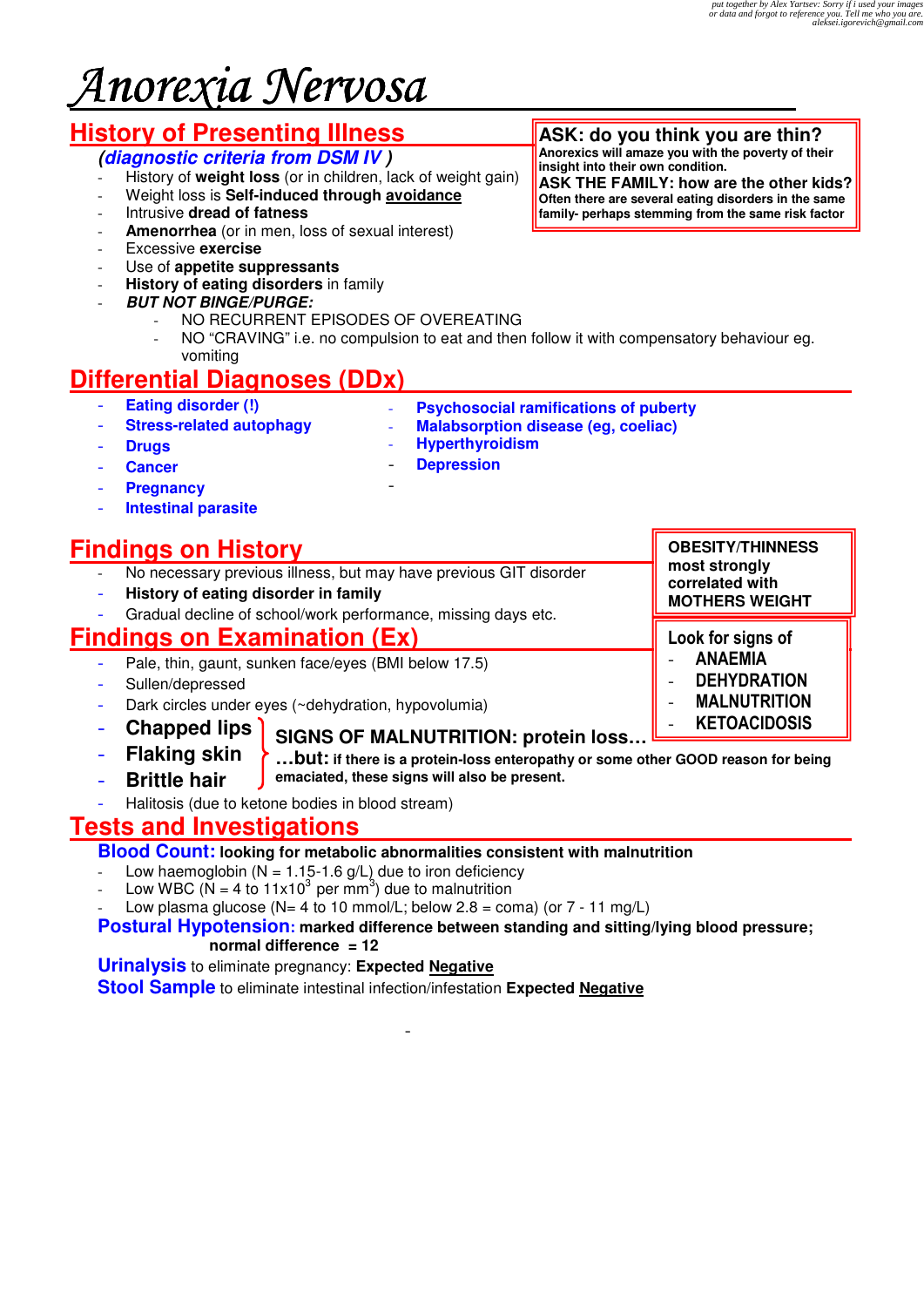put together by Alex Yartsev: Sorry if i used your images or data and forgot to reference you. Tell me who you are. aleksei.igorevich@gmail.com

# Anorexia Nervosa

## History of Presenting Illness

***(diagnostic criteria from DSM IV )***

- History of **weight loss** (or in children, lack of weight gain)
- Weight loss is **Self-induced through avoidance**
- Intrusive **dread of fatness**
- **Amenorrhea** (or in men, loss of sexual interest)
- Excessive **exercise**
- Use of **appetite suppressants**
- **History of eating disorders** in family
- ***BUT NOT BINGE/PURGE:***
  - NO RECURRENT EPISODES OF OVEREATING
  - NO "CRAVING" i.e. no compulsion to eat and then follow it with compensatory behaviour eg. vomiting

**ASK: do you think you are thin?**
**Anorexics will amaze you with the poverty of their insight into their own condition.**
**ASK THE FAMILY: how are the other kids?**
**Often there are several eating disorders in the same family- perhaps stemming from the same risk factor**

## Differential Diagnoses (DDx)

- **Eating disorder (!)**
- **Stress-related autophagy**
- **Drugs**
- **Cancer**
- **Pregnancy**
- **Intestinal parasite**
- **Psychosocial ramifications of puberty**
- **Malabsorption disease (eg, coeliac)**
- **Hyperthyroidism**
- **Depression**

## Findings on History

- No necessary previous illness, but may have previous GIT disorder
- **History of eating disorder in family**
- Gradual decline of school/work performance, missing days etc.

**OBESITY/THINNESS most strongly correlated with MOTHERS WEIGHT**

## Findings on Examination (Ex)

- Pale, thin, gaunt, sunken face/eyes (BMI below 17.5)
- Sullen/depressed
- Dark circles under eyes (~dehydration, hypovolumia)
- **Chapped lips**
- **Flaking skin**
- **Brittle hair**

**SIGNS OF MALNUTRITION: protein loss…**
**…but: if there is a protein-loss enteropathy or some other GOOD reason for being emaciated, these signs will also be present.**

- Halitosis (due to ketone bodies in blood stream)

**Look for signs of**
- **ANAEMIA**
- **DEHYDRATION**
- **MALNUTRITION**
- **KETOACIDOSIS**

## Tests and Investigations

**Blood Count: looking for metabolic abnormalities consistent with malnutrition**
- Low haemoglobin (N = 1.15-1.6 g/L) due to iron deficiency
- Low WBC (N = 4 to $11 \times 10^3$ per $mm^3$) due to malnutrition
- Low plasma glucose (N= 4 to 10 mmol/L; below 2.8 = coma) (or 7 - 11 mg/L)

**Postural Hypotension: marked difference between standing and sitting/lying blood pressure; normal difference = 12**

**Urinalysis** to eliminate pregnancy: **Expected Negative**

**Stool Sample** to eliminate intestinal infection/infestation **Expected Negative**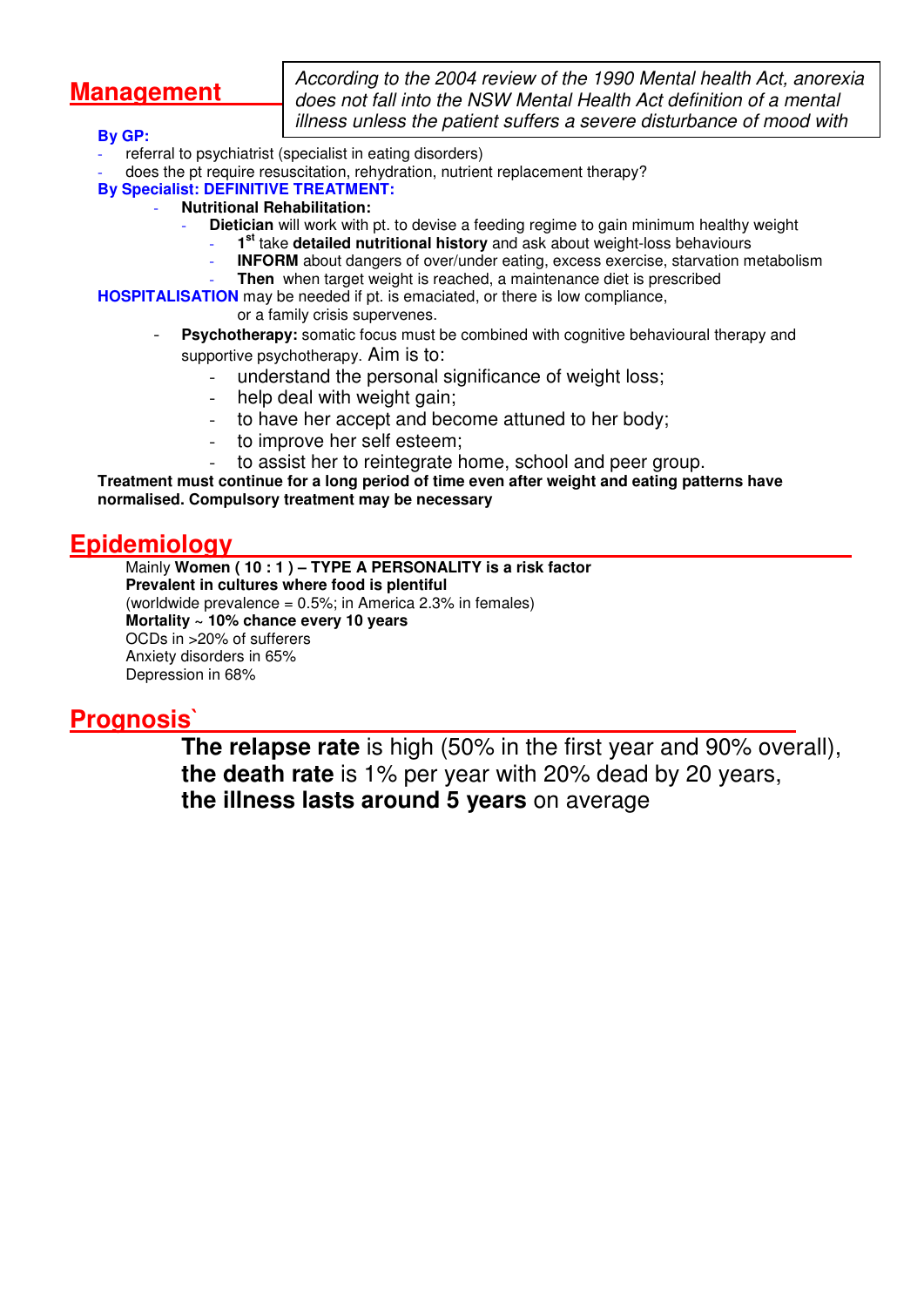## Management

> *According to the 2004 review of the 1990 Mental health Act, anorexia does not fall into the NSW Mental Health Act definition of a mental illness unless the patient suffers a severe disturbance of mood with*

**By GP:**

- referral to psychiatrist (specialist in eating disorders)
- does the pt require resuscitation, rehydration, nutrient replacement therapy?

**By Specialist: DEFINITIVE TREATMENT:**

- **Nutritional Rehabilitation:**
  - **Dietician** will work with pt. to devise a feeding regime to gain minimum healthy weight
    - **1st** take **detailed nutritional history** and ask about weight-loss behaviours
    - **INFORM** about dangers of over/under eating, excess exercise, starvation metabolism
    - **Then** when target weight is reached, a maintenance diet is prescribed

**HOSPITALISATION** may be needed if pt. is emaciated, or there is low compliance, or a family crisis supervenes.

- **Psychotherapy:** somatic focus must be combined with cognitive behavioural therapy and supportive psychotherapy. Aim is to:
  - understand the personal significance of weight loss;
  - help deal with weight gain;
  - to have her accept and become attuned to her body;
  - to improve her self esteem;
  - to assist her to reintegrate home, school and peer group.

**Treatment must continue for a long period of time even after weight and eating patterns have normalised. Compulsory treatment may be necessary**

## Epidemiology

Mainly **Women ( 10 : 1 ) – TYPE A PERSONALITY is a risk factor**
**Prevalent in cultures where food is plentiful**
(worldwide prevalence = 0.5%; in America 2.3% in females)
**Mortality ~ 10% chance every 10 years**
OCDs in >20% of sufferers
Anxiety disorders in 65%
Depression in 68%

## Prognosis`

**The relapse rate** is high (50% in the first year and 90% overall), **the death rate** is 1% per year with 20% dead by 20 years, **the illness lasts around 5 years** on average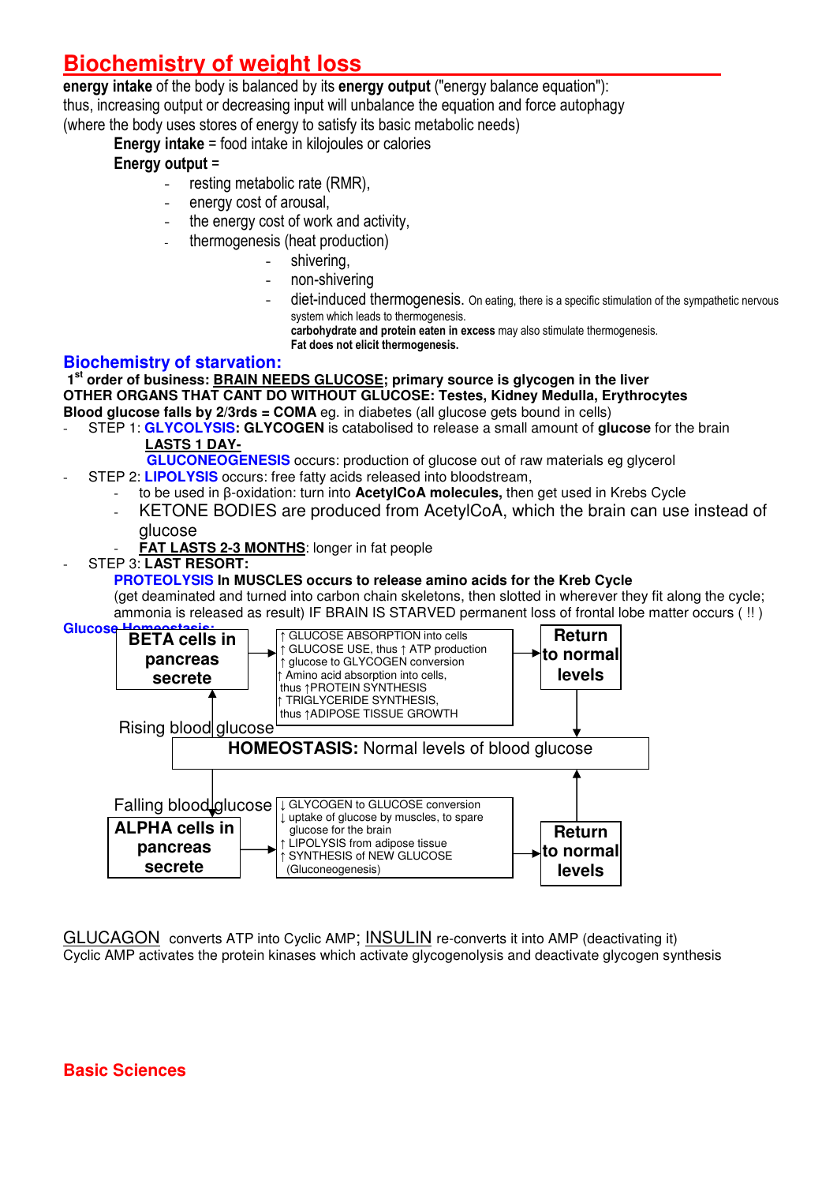# Biochemistry of weight loss

**energy intake** of the body is balanced by its **energy output** ("energy balance equation"): thus, increasing output or decreasing input will unbalance the equation and force autophagy (where the body uses stores of energy to satisfy its basic metabolic needs)

**Energy intake** = food intake in kilojoules or calories

**Energy output** =

- resting metabolic rate (RMR),
- energy cost of arousal,
- the energy cost of work and activity,
- thermogenesis (heat production)
  - shivering,
  - non-shivering
  - diet-induced thermogenesis. On eating, there is a specific stimulation of the sympathetic nervous system which leads to thermogenesis. **carbohydrate and protein eaten in excess** may also stimulate thermogenesis. **Fat does not elicit thermogenesis.**

## Biochemistry of starvation:

**1st order of business: <u>BRAIN NEEDS GLUCOSE</u>; primary source is glycogen in the liver**
**OTHER ORGANS THAT CANT DO WITHOUT GLUCOSE: Testes, Kidney Medulla, Erythrocytes**
**Blood glucose falls by 2/3rds = COMA** eg. in diabetes (all glucose gets bound in cells)

- STEP 1: **GLYCOLYSIS: GLYCOGEN** is catabolised to release a small amount of **glucose** for the brain
  **<u>LASTS 1 DAY-</u>**
  **GLUCONEOGENESIS** occurs: production of glucose out of raw materials eg glycerol
- STEP 2: **LIPOLYSIS** occurs: free fatty acids released into bloodstream,
  - to be used in β-oxidation: turn into **AcetylCoA molecules,** then get used in Krebs Cycle
  - KETONE BODIES are produced from AcetylCoA, which the brain can use instead of glucose
  - **<u>FAT LASTS 2-3 MONTHS</u>**: longer in fat people
- STEP 3: **LAST RESORT:**
  **PROTEOLYSIS In MUSCLES occurs to release amino acids for the Kreb Cycle**
  (get deaminated and turned into carbon chain skeletons, then slotted in wherever they fit along the cycle; ammonia is released as result) IF BRAIN IS STARVED permanent loss of frontal lobe matter occurs ( !! )

**Glucose Homeostasis:**

Rising blood glucose → **BETA cells in pancreas secrete** →
- ↑ GLUCOSE ABSORPTION into cells
- ↑ GLUCOSE USE, thus ↑ ATP production
- ↑ glucose to GLYCOGEN conversion
- ↑ Amino acid absorption into cells, thus ↑PROTEIN SYNTHESIS
- ↑ TRIGLYCERIDE SYNTHESIS, thus ↑ADIPOSE TISSUE GROWTH

→ **Return to normal levels** → **HOMEOSTASIS:** Normal levels of blood glucose

Falling blood glucose → **ALPHA cells in pancreas secrete** →
- ↓ GLYCOGEN to GLUCOSE conversion
- ↓ uptake of glucose by muscles, to spare glucose for the brain
- ↑ LIPOLYSIS from adipose tissue
- ↑ SYNTHESIS of NEW GLUCOSE (Gluconeogenesis)

→ **Return to normal levels** → **HOMEOSTASIS:** Normal levels of blood glucose

<u>GLUCAGON</u> converts ATP into Cyclic AMP; <u>INSULIN</u> re-converts it into AMP (deactivating it)
Cyclic AMP activates the protein kinases which activate glycogenolysis and deactivate glycogen synthesis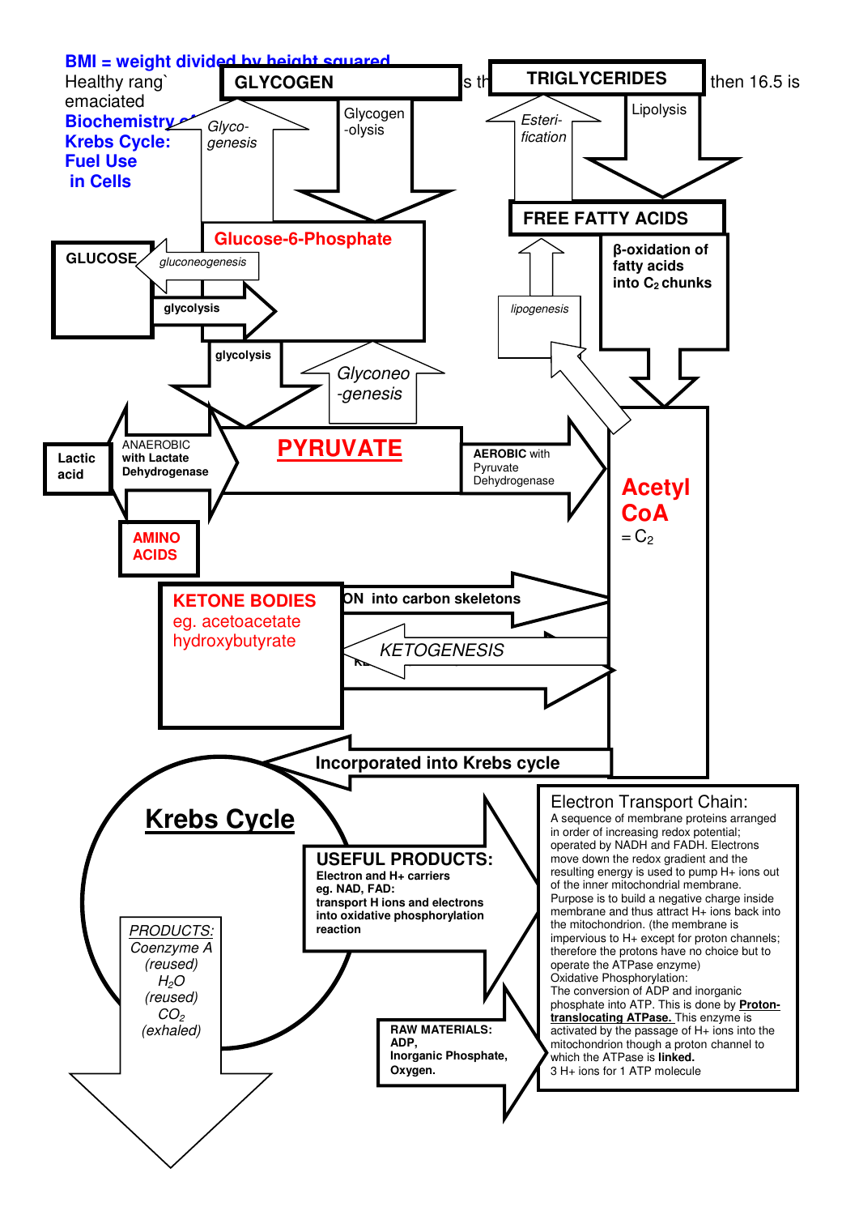**BMI = weight divided by height squared**

Healthy rang` ... s th ... then 16.5 is emaciated

**Biochemistry of Krebs Cycle: Fuel Use in Cells**

**GLYCOGEN**

*Glyco-genesis*

Glycogen-olysis

**TRIGLYCERIDES**

*Esteri-fication*

Lipolysis

**Glucose-6-Phosphate**

**FREE FATTY ACIDS**

**GLUCOSE**

*gluconeogenesis*

**glycolysis**

**β-oxidation of fatty acids into $C_2$ chunks**

*lipogenesis*

**glycolysis**

*Glyconeo-genesis*

**Lactic acid**

ANAEROBIC **with Lactate Dehydrogenase**

**PYRUVATE**

**AEROBIC** with Pyruvate Dehydrogenase

**Acetyl CoA** $= C_2$

**AMINO ACIDS**

**KETONE BODIES**
eg. acetoacetate
hydroxybutyrate

**ON into carbon skeletons**

*KETOGENESIS*

**Incorporated into Krebs cycle**

## Krebs Cycle

*PRODUCTS:*
*Coenzyme A (reused)*
*$H_2O$ (reused)*
*$CO_2$ (exhaled)*

**USEFUL PRODUCTS:**
**Electron and H+ carriers eg. NAD, FAD: transport H ions and electrons into oxidative phosphorylation reaction**

**RAW MATERIALS:**
**ADP,**
**Inorganic Phosphate,**
**Oxygen.**

Electron Transport Chain:

A sequence of membrane proteins arranged in order of increasing redox potential; operated by NADH and FADH. Electrons move down the redox gradient and the resulting energy is used to pump H+ ions out of the inner mitochondrial membrane. Purpose is to build a negative charge inside membrane and thus attract H+ ions back into the mitochondrion. (the membrane is impervious to H+ except for proton channels; therefore the protons have no choice but to operate the ATPase enzyme)

Oxidative Phosphorylation:
The conversion of ADP and inorganic phosphate into ATP. This is done by **Proton-translocating ATPase.** This enzyme is activated by the passage of H+ ions into the mitochondrion though a proton channel to which the ATPase is **linked.**
3 H+ ions for 1 ATP molecule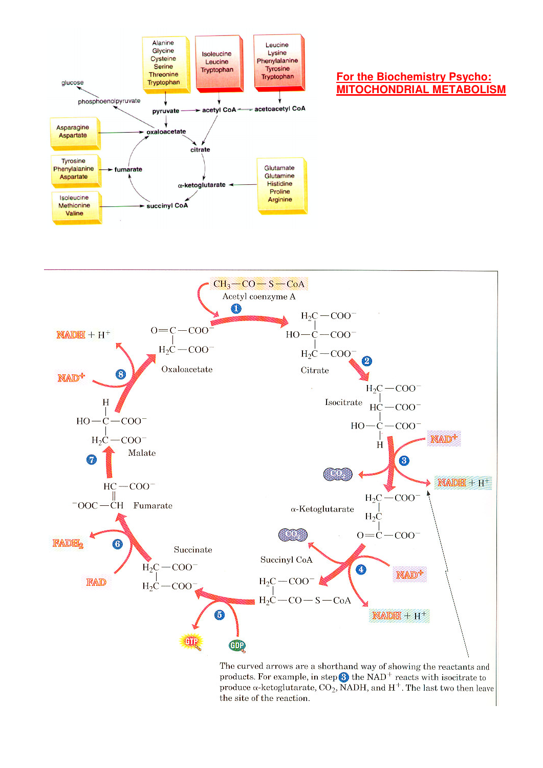**For the Biochemistry Psycho: MITOCHONDRIAL METABOLISM**

Alanine
Glycine
Cysteine
Serine
Threonine
Tryptophan

Isoleucine
Leucine
Tryptophan

Leucine
Lysine
Phenylalanine
Tyrosine
Tryptophan

glucose

phosphoenolpyruvate

pyruvate → acetyl CoA ← acetoacetyl CoA

Asparagine
Aspartate → oxaloacetate

citrate

Tyrosine
Phenylalanine
Aspartate → fumarate

α-ketoglutarate ← Glutamate, Glutamine, Histidine, Proline, Arginine

Isoleucine
Methionine
Valine → succinyl CoA

---

$CH_3-CO-S-CoA$
Acetyl coenzyme A

1

$O=C-COO^-$, $H_2C-COO^-$
Oxaloacetate

$H_2C-COO^-$, $HO-C-COO^-$, $H_2C-COO^-$
Citrate

2

Isocitrate
$H_2C-COO^-$, $HC-COO^-$, $HO-C-COO^-$, H

3 — $NAD^+$ → $NADH + H^+$; $CO_2$

α-Ketoglutarate
$H_2C-COO^-$, $H_2C$, $O=C-COO^-$

4 — $NAD^+$ → $NADH + H^+$; $CO_2$

Succinyl CoA
$H_2C-COO^-$, $H_2C-CO-S-CoA$

5 — GDP → GTP

Succinate
$H_2C-COO^-$, $H_2C-COO^-$

6 — FAD → $FADH_2$

Fumarate
$HC-COO^-$, $^-OOC-CH$

7

Malate
H, $HO-C-COO^-$, $H_2C-COO^-$

8 — $NAD^+$ → $NADH + H^+$

The curved arrows are a shorthand way of showing the reactants and products. For example, in step 3 the $NAD^+$ reacts with isocitrate to produce α-ketoglutarate, $CO_2$, NADH, and $H^+$. The last two then leave the site of the reaction.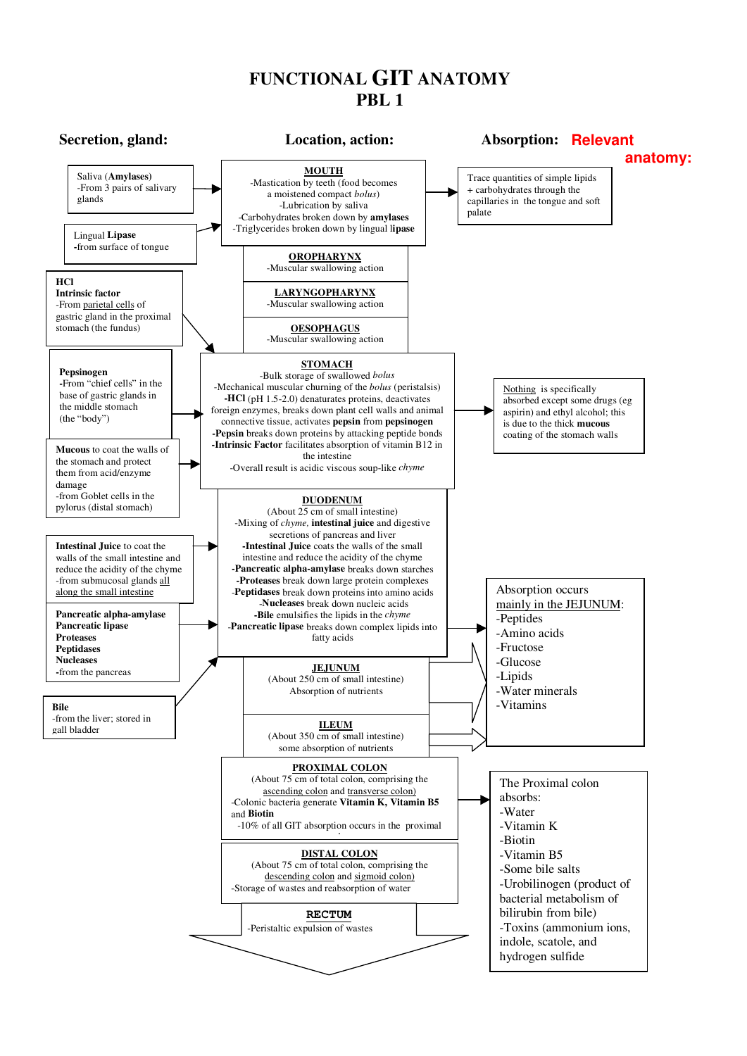# FUNCTIONAL GIT ANATOMY
## PBL 1

| Secretion, gland: | Location, action: | Absorption: Relevant anatomy: |
|---|---|---|
| Saliva (**Amylases**) -From 3 pairs of salivary glands; Lingual **Lipase** **-**from surface of tongue | **MOUTH** -Mastication by teeth (food becomes a moistened compact *bolus*) -Lubrication by saliva -Carbohydrates broken down by **amylases** -Triglycerides broken down by lingual **lipase** | Trace quantities of simple lipids + carbohydrates through the capillaries in the tongue and soft palate |
| | **OROPHARYNX** -Muscular swallowing action | |
| | **LARYNGOPHARYNX** -Muscular swallowing action | |
| | **OESOPHAGUS** -Muscular swallowing action | |
| **HCl** **Intrinsic factor** -From parietal cells of gastric gland in the proximal stomach (the fundus); **Pepsinogen** **-**From "chief cells" in the base of gastric glands in the middle stomach (the "body"); **Mucous** to coat the walls of the stomach and protect them from acid/enzyme damage -from Goblet cells in the pylorus (distal stomach) | **STOMACH** -Bulk storage of swallowed *bolus* -Mechanical muscular churning of the *bolus* (peristalsis) **-HCl** (pH 1.5-2.0) denaturates proteins, deactivates foreign enzymes, breaks down plant cell walls and animal connective tissue, activates **pepsin** from **pepsinogen** **-Pepsin** breaks down proteins by attacking peptide bonds **-Intrinsic Factor** facilitates absorption of vitamin B12 in the intestine -Overall result is acidic viscous soup-like *chyme* | Nothing is specifically absorbed except some drugs (eg aspirin) and ethyl alcohol; this is due to the thick **mucous** coating of the stomach walls |
| **Intestinal Juice** to coat the walls of the small intestine and reduce the acidity of the chyme -from submucosal glands all along the small intestine; **Pancreatic alpha-amylase** **Pancreatic lipase** **Proteases** **Peptidases** **Nucleases** **-**from the pancreas; **Bile** -from the liver; stored in gall bladder | **DUODENUM** (About 25 cm of small intestine) -Mixing of *chyme*, **intestinal juice** and digestive secretions of pancreas and liver **-Intestinal Juice** coats the walls of the small intestine and reduce the acidity of the chyme **-Pancreatic alpha-amylase** breaks down starches **-Proteases** break down large protein complexes **-Peptidases** break down proteins into amino acids **-Nucleases** break down nucleic acids **-Bile** emulsifies the lipids in the *chyme* **-Pancreatic lipase** breaks down complex lipids into fatty acids | Absorption occurs mainly in the JEJUNUM: -Peptides -Amino acids -Fructose -Glucose -Lipids -Water minerals -Vitamins |
| | **JEJUNUM** (About 250 cm of small intestine) Absorption of nutrients | |
| | **ILEUM** (About 350 cm of small intestine) some absorption of nutrients | |
| | **PROXIMAL COLON** (About 75 cm of total colon, comprising the ascending colon and transverse colon) -Colonic bacteria generate **Vitamin K, Vitamin B5** and **Biotin** -10% of all GIT absorption occurs in the proximal | The Proximal colon absorbs: -Water -Vitamin K -Biotin -Vitamin B5 -Some bile salts -Urobilinogen (product of bacterial metabolism of bilirubin from bile) -Toxins (ammonium ions, indole, scatole, and hydrogen sulfide |
| | **DISTAL COLON** (About 75 cm of total colon, comprising the descending colon and sigmoid colon) -Storage of wastes and reabsorption of water | |
| | **RECTUM** -Peristaltic expulsion of wastes | |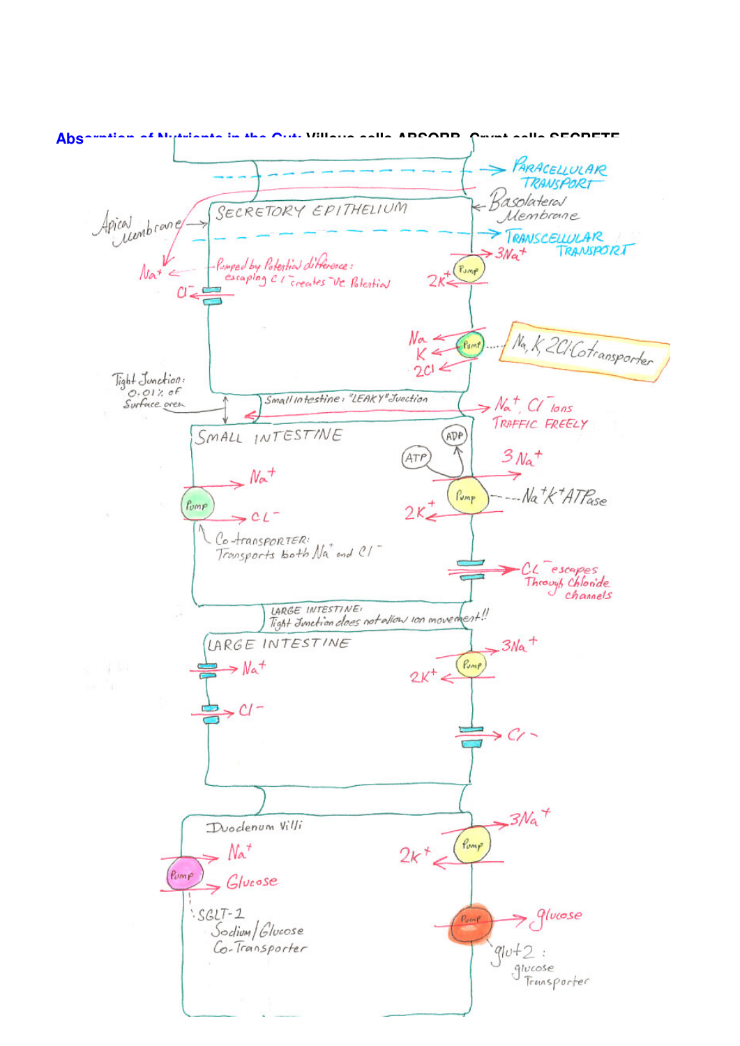## Absorption of Nutrients in the Gut: Villous cells ABSORB, Crypt cells SECRETE

PARACELLULAR TRANSPORT

Basolateral Membrane

Apical Membrane

SECRETORY EPITHELIUM

TRANSCELLULAR TRANSPORT

$3Na^+$

Pump

$2K^+$

$Na^+$

Pumped by Potential difference: escaping Cl⁻ creates -ve Potential

$Cl^-$

Na

K

2Cl

Pump

Na, K, 2Cl Cotransporter

Tight Junction: 0.01% of Surface area

Small intestine: "LEAKY" Junction

$Na^+$, $Cl^-$ Ions TRAFFIC FREELY

SMALL INTESTINE

ADP

ATP

$3 Na^+$

$Na^+$

Pump

Pump

$Na^+K^+ATPase$

$CL^-$

$2K^+$

Co-transporter: Transports both $Na^+$ and $Cl^-$

$CL^-$ escapes Through Chloride channels

LARGE INTESTINE: Tight Junction does not allow ion movement!!

LARGE INTESTINE

$3Na^+$

$Na^+$

Pump

$2K^+$

$Cl^-$

$Cl^-$

Duodenum Villi

$3Na^+$

$Na^+$

Pump

$2K^+$

Pump

Glucose

SGLT-1 Sodium/Glucose Co-Transporter

Pump

glucose

glut2: glucose Transporter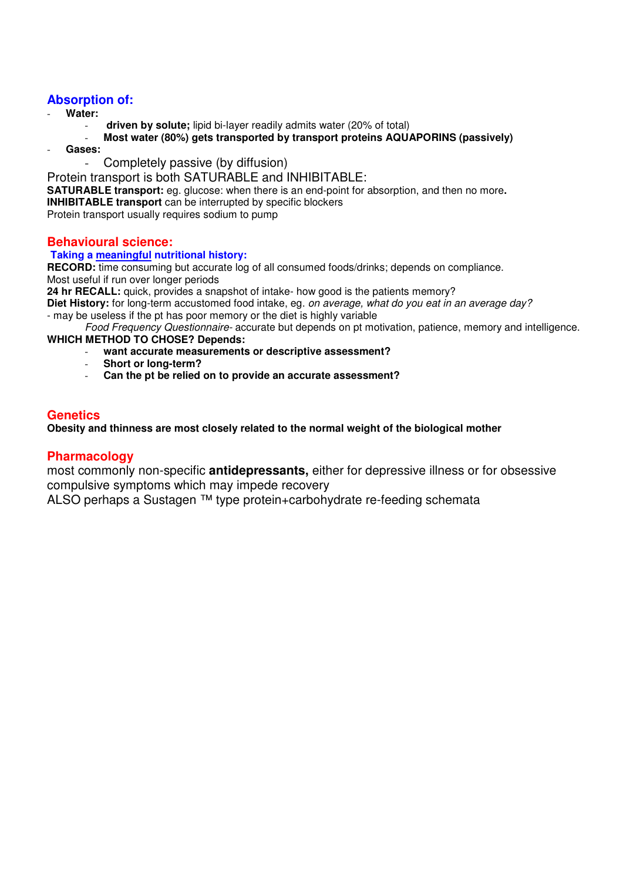## Absorption of:

- **Water:**
  - **driven by solute;** lipid bi-layer readily admits water (20% of total)
  - **Most water (80%) gets transported by transport proteins AQUAPORINS (passively)**
- **Gases:**
  - Completely passive (by diffusion)

Protein transport is both SATURABLE and INHIBITABLE:

**SATURABLE transport:** eg. glucose: when there is an end-point for absorption, and then no more**.**

**INHIBITABLE transport** can be interrupted by specific blockers

Protein transport usually requires sodium to pump

## Behavioural science:

### Taking a <u>meaningful</u> nutritional history:

**RECORD:** time consuming but accurate log of all consumed foods/drinks; depends on compliance. Most useful if run over longer periods

**24 hr RECALL:** quick, provides a snapshot of intake- how good is the patients memory?

**Diet History:** for long-term accustomed food intake, eg. *on average, what do you eat in an average day?*

- may be useless if the pt has poor memory or the diet is highly variable

*Food Frequency Questionnaire*- accurate but depends on pt motivation, patience, memory and intelligence.

**WHICH METHOD TO CHOSE? Depends:**

- **want accurate measurements or descriptive assessment?**
- **Short or long-term?**
- **Can the pt be relied on to provide an accurate assessment?**

## Genetics

**Obesity and thinness are most closely related to the normal weight of the biological mother**

## Pharmacology

most commonly non-specific **antidepressants,** either for depressive illness or for obsessive compulsive symptoms which may impede recovery

ALSO perhaps a Sustagen ™ type protein+carbohydrate re-feeding schemata